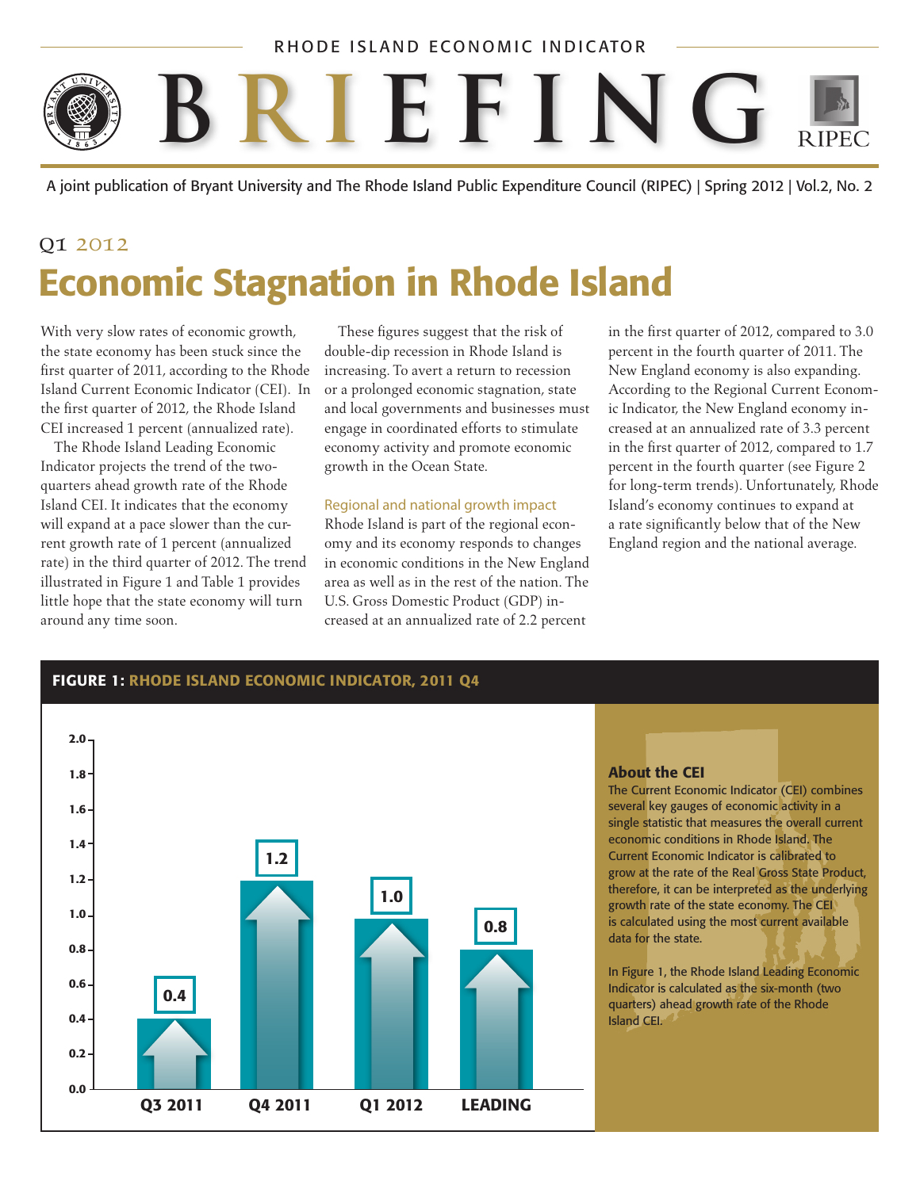RHODE ISLAND ECONOMIC INDICATOR

# BRIEFING

A joint publication of Bryant University and The Rhode Island Public Expenditure Council (RIPEC) | Spring 2012 | Vol.2, No. 2

Q1 2012

# Economic Stagnation in Rhode Island

With very slow rates of economic growth, the state economy has been stuck since the first quarter of 2011, according to the Rhode Island Current Economic Indicator (CEI). In the first quarter of 2012, the Rhode Island CEI increased 1 percent (annualized rate).

The Rhode Island Leading Economic Indicator projects the trend of the two-quarters ahead growth rate of the Rhode Island CEI. It indicates that the economy will expand at a pace slower than the current growth rate of 1 percent (annualized rate) in the third quarter of 2012. The trend illustrated in Figure 1 and Table 1 provides little hope that the state economy will turn around any time soon.

These figures suggest that the risk of double-dip recession in Rhode Island is increasing. To avert a return to recession or a prolonged economic stagnation, state and local governments and businesses must engage in coordinated efforts to stimulate economy activity and promote economic growth in the Ocean State.

## Regional and national growth impact

Rhode Island is part of the regional economy and its economy responds to changes in economic conditions in the New England area as well as in the rest of the nation. The U.S. Gross Domestic Product (GDP) increased at an annualized rate of 2.2 percent in the first quarter of 2012, compared to 3.0 percent in the fourth quarter of 2011. The New England economy is also expanding. According to the Regional Current Economic Indicator, the New England economy increased at an annualized rate of 3.3 percent in the first quarter of 2012, compared to 1.7 percent in the fourth quarter (see Figure 2 for long-term trends). Unfortunately, Rhode Island's economy continues to expand at a rate significantly below that of the New England region and the national average.

**FIGURE 1: RHODE ISLAND ECONOMIC INDICATOR, 2011 Q4**

| Period | Value |
|---|---|
| Q3 2011 | 0.4 |
| Q4 2011 | 1.2 |
| Q1 2012 | 1.0 |
| LEADING | 0.8 |

### About the CEI

The Current Economic Indicator (CEI) combines several key gauges of economic activity in a single statistic that measures the overall current economic conditions in Rhode Island. The Current Economic Indicator is calibrated to grow at the rate of the Real Gross State Product, therefore, it can be interpreted as the underlying growth rate of the state economy. The CEI is calculated using the most current available data for the state.

In Figure 1, the Rhode Island Leading Economic Indicator is calculated as the six-month (two quarters) ahead growth rate of the Rhode Island CEI.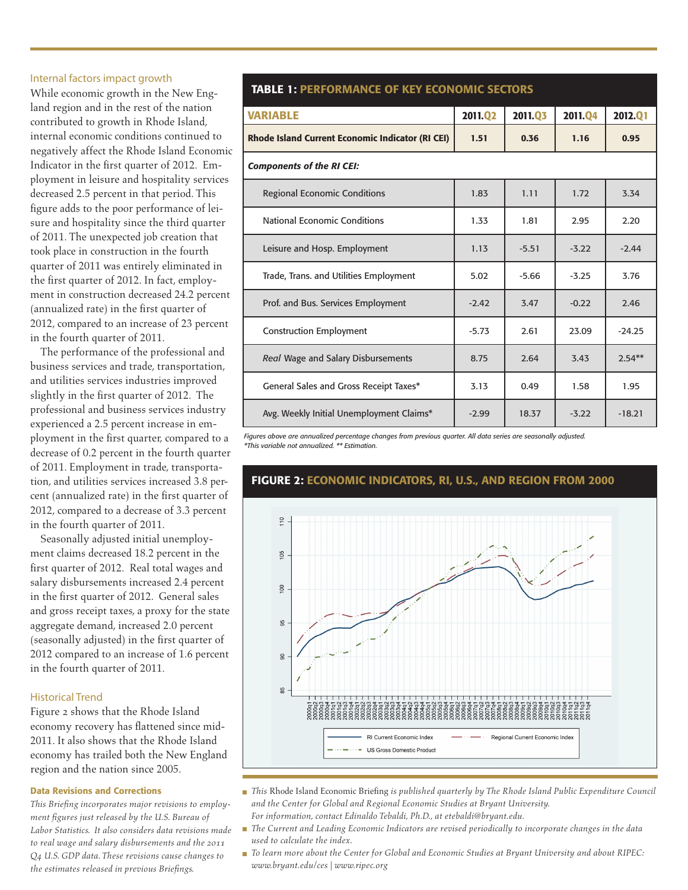## Internal factors impact growth

While economic growth in the New England region and in the rest of the nation contributed to growth in Rhode Island, internal economic conditions continued to negatively affect the Rhode Island Economic Indicator in the first quarter of 2012. Employment in leisure and hospitality services decreased 2.5 percent in that period. This figure adds to the poor performance of leisure and hospitality since the third quarter of 2011. The unexpected job creation that took place in construction in the fourth quarter of 2011 was entirely eliminated in the first quarter of 2012. In fact, employment in construction decreased 24.2 percent (annualized rate) in the first quarter of 2012, compared to an increase of 23 percent in the fourth quarter of 2011.

The performance of the professional and business services and trade, transportation, and utilities services industries improved slightly in the first quarter of 2012. The professional and business services industry experienced a 2.5 percent increase in employment in the first quarter, compared to a decrease of 0.2 percent in the fourth quarter of 2011. Employment in trade, transportation, and utilities services increased 3.8 percent (annualized rate) in the first quarter of 2012, compared to a decrease of 3.3 percent in the fourth quarter of 2011.

Seasonally adjusted initial unemployment claims decreased 18.2 percent in the first quarter of 2012. Real total wages and salary disbursements increased 2.4 percent in the first quarter of 2012. General sales and gross receipt taxes, a proxy for the state aggregate demand, increased 2.0 percent (seasonally adjusted) in the first quarter of 2012 compared to an increase of 1.6 percent in the fourth quarter of 2011.

## Historical Trend

Figure 2 shows that the Rhode Island economy recovery has flattened since mid-2011. It also shows that the Rhode Island economy has trailed both the New England region and the nation since 2005.

### Data Revisions and Corrections

*This Briefing incorporates major revisions to employment figures just released by the U.S. Bureau of Labor Statistics. It also considers data revisions made to real wage and salary disbursements and the 2011 Q4 U.S. GDP data. These revisions cause changes to the estimates released in previous Briefings.*

## TABLE 1: PERFORMANCE OF KEY ECONOMIC SECTORS

| VARIABLE | 2011.Q2 | 2011.Q3 | 2011.Q4 | 2012.Q1 |
|---|---|---|---|---|
| **Rhode Island Current Economic Indicator (RI CEI)** | **1.51** | **0.36** | **1.16** | **0.95** |
| ***Components of the RI CEI:*** | | | | |
| Regional Economic Conditions | 1.83 | 1.11 | 1.72 | 3.34 |
| National Economic Conditions | 1.33 | 1.81 | 2.95 | 2.20 |
| Leisure and Hosp. Employment | 1.13 | -5.51 | -3.22 | -2.44 |
| Trade, Trans. and Utilities Employment | 5.02 | -5.66 | -3.25 | 3.76 |
| Prof. and Bus. Services Employment | -2.42 | 3.47 | -0.22 | 2.46 |
| Construction Employment | -5.73 | 2.61 | 23.09 | -24.25 |
| *Real* Wage and Salary Disbursements | 8.75 | 2.64 | 3.43 | 2.54** |
| General Sales and Gross Receipt Taxes* | 3.13 | 0.49 | 1.58 | 1.95 |
| Avg. Weekly Initial Unemployment Claims* | -2.99 | 18.37 | -3.22 | -18.21 |

*Figures above are annualized percentage changes from previous quarter. All data series are seasonally adjusted.*
*\*This variable not annualized. \*\* Estimation.*

## FIGURE 2: ECONOMIC INDICATORS, RI, U.S., AND REGION FROM 2000

110
105
100
95
90
85

2000q1 2000q2 2000q3 2000q4 2001q1 2001q2 2001q3 2001q4 2002q1 2002q2 2002q3 2002q4 2003q1 2003q2 2003q3 2003q4 2004q1 2004q2 2004q3 2004q4 2005q1 2005q2 2005q3 2005q4 2006q1 2006q2 2006q3 2006q4 2007q1 2007q2 2007q3 2007q4 2008q1 2008q2 2008q3 2008q4 2009q1 2009q2 2009q3 2009q4 2010q1 2010q2 2010q3 2010q4 2011q1 2011q2 2011q3 2011q4

RI Current Economic Index
Regional Current Economic Index
US Gross Domestic Product

- *This* Rhode Island Economic Briefing *is published quarterly by The Rhode Island Public Expenditure Council and the Center for Global and Regional Economic Studies at Bryant University. For information, contact Edinaldo Tebaldi, Ph.D., at etebaldi@bryant.edu.*
- *The Current and Leading Economic Indicators are revised periodically to incorporate changes in the data used to calculate the index.*
- *To learn more about the Center for Global and Economic Studies at Bryant University and about RIPEC: www.bryant.edu/ces | www.ripec.org*